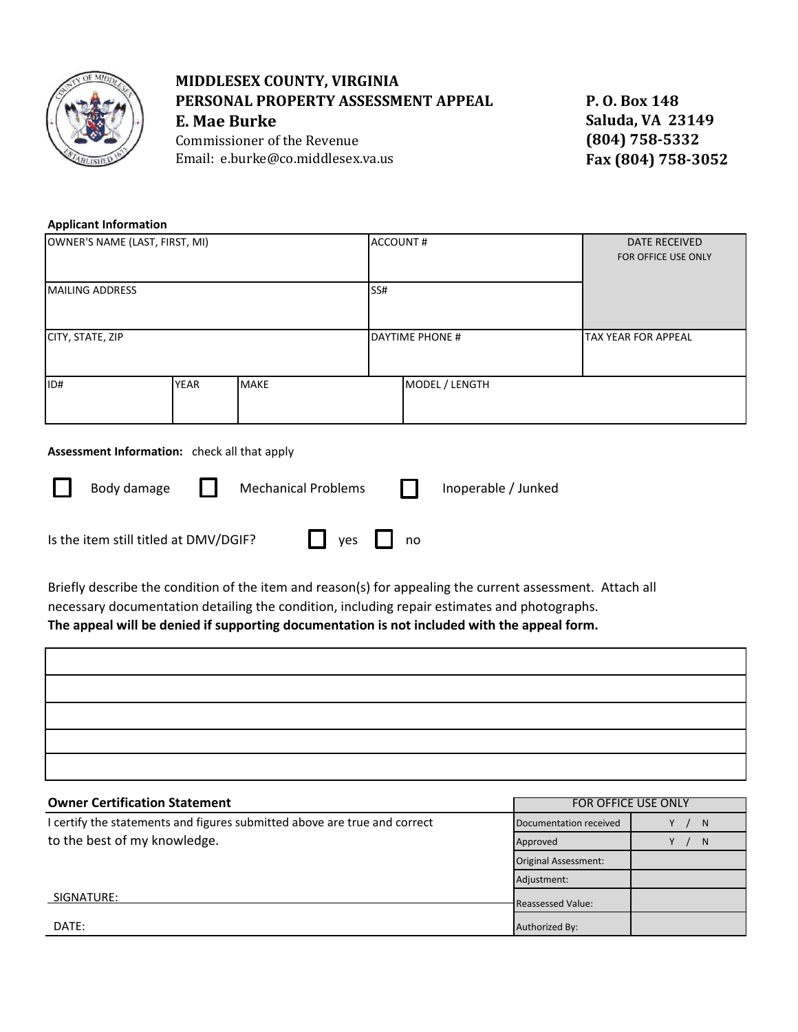# MIDDLESEX COUNTY, VIRGINIA
## PERSONAL PROPERTY ASSESSMENT APPEAL
### E. Mae Burke

Commissioner of the Revenue
Email: e.burke@co.middlesex.va.us

**P. O. Box 148**
**Saluda, VA 23149**
**(804) 758-5332**
**Fax (804) 758-3052**

**Applicant Information**

| OWNER'S NAME (LAST, FIRST, MI) | | | ACCOUNT # | | DATE RECEIVED FOR OFFICE USE ONLY |
|---|---|---|---|---|---|
| MAILING ADDRESS | | | SS# | | |
| CITY, STATE, ZIP | | | DAYTIME PHONE # | | TAX YEAR FOR APPEAL |
| ID# | YEAR | MAKE | | MODEL / LENGTH | |

**Assessment Information:** check all that apply

☐ Body damage ☐ Mechanical Problems ☐ Inoperable / Junked

Is the item still titled at DMV/DGIF? ☐ yes ☐ no

Briefly describe the condition of the item and reason(s) for appealing the current assessment. Attach all necessary documentation detailing the condition, including repair estimates and photographs.
**The appeal will be denied if supporting documentation is not included with the appeal form.**

| |
|---|
| |
| |
| |
| |
| |

**Owner Certification Statement**

I certify the statements and figures submitted above are true and correct to the best of my knowledge.

SIGNATURE:

DATE:

| FOR OFFICE USE ONLY | |
|---|---|
| Documentation received | Y / N |
| Approved | Y / N |
| Original Assessment: | |
| Adjustment: | |
| Reassessed Value: | |
| Authorized By: | |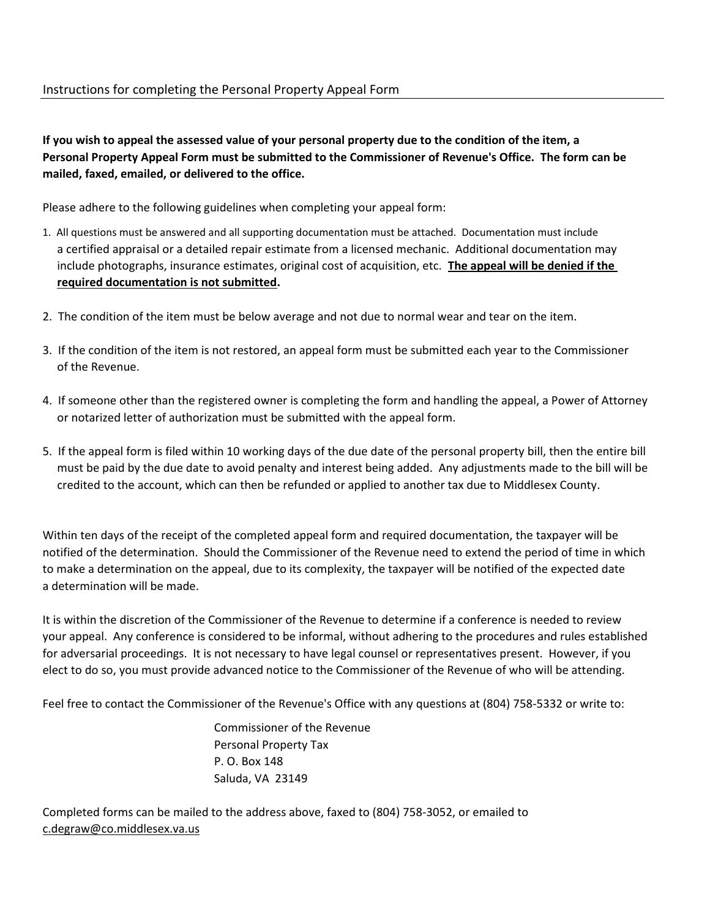## Instructions for completing the Personal Property Appeal Form

**If you wish to appeal the assessed value of your personal property due to the condition of the item, a Personal Property Appeal Form must be submitted to the Commissioner of Revenue's Office. The form can be mailed, faxed, emailed, or delivered to the office.**

Please adhere to the following guidelines when completing your appeal form:

1. All questions must be answered and all supporting documentation must be attached. Documentation must include a certified appraisal or a detailed repair estimate from a licensed mechanic. Additional documentation may include photographs, insurance estimates, original cost of acquisition, etc. **The appeal will be denied if the required documentation is not submitted.**

2. The condition of the item must be below average and not due to normal wear and tear on the item.

3. If the condition of the item is not restored, an appeal form must be submitted each year to the Commissioner of the Revenue.

4. If someone other than the registered owner is completing the form and handling the appeal, a Power of Attorney or notarized letter of authorization must be submitted with the appeal form.

5. If the appeal form is filed within 10 working days of the due date of the personal property bill, then the entire bill must be paid by the due date to avoid penalty and interest being added. Any adjustments made to the bill will be credited to the account, which can then be refunded or applied to another tax due to Middlesex County.

Within ten days of the receipt of the completed appeal form and required documentation, the taxpayer will be notified of the determination. Should the Commissioner of the Revenue need to extend the period of time in which to make a determination on the appeal, due to its complexity, the taxpayer will be notified of the expected date a determination will be made.

It is within the discretion of the Commissioner of the Revenue to determine if a conference is needed to review your appeal. Any conference is considered to be informal, without adhering to the procedures and rules established for adversarial proceedings. It is not necessary to have legal counsel or representatives present. However, if you elect to do so, you must provide advanced notice to the Commissioner of the Revenue of who will be attending.

Feel free to contact the Commissioner of the Revenue's Office with any questions at (804) 758-5332 or write to:

Commissioner of the Revenue
Personal Property Tax
P. O. Box 148
Saluda, VA 23149

Completed forms can be mailed to the address above, faxed to (804) 758-3052, or emailed to c.degraw@co.middlesex.va.us